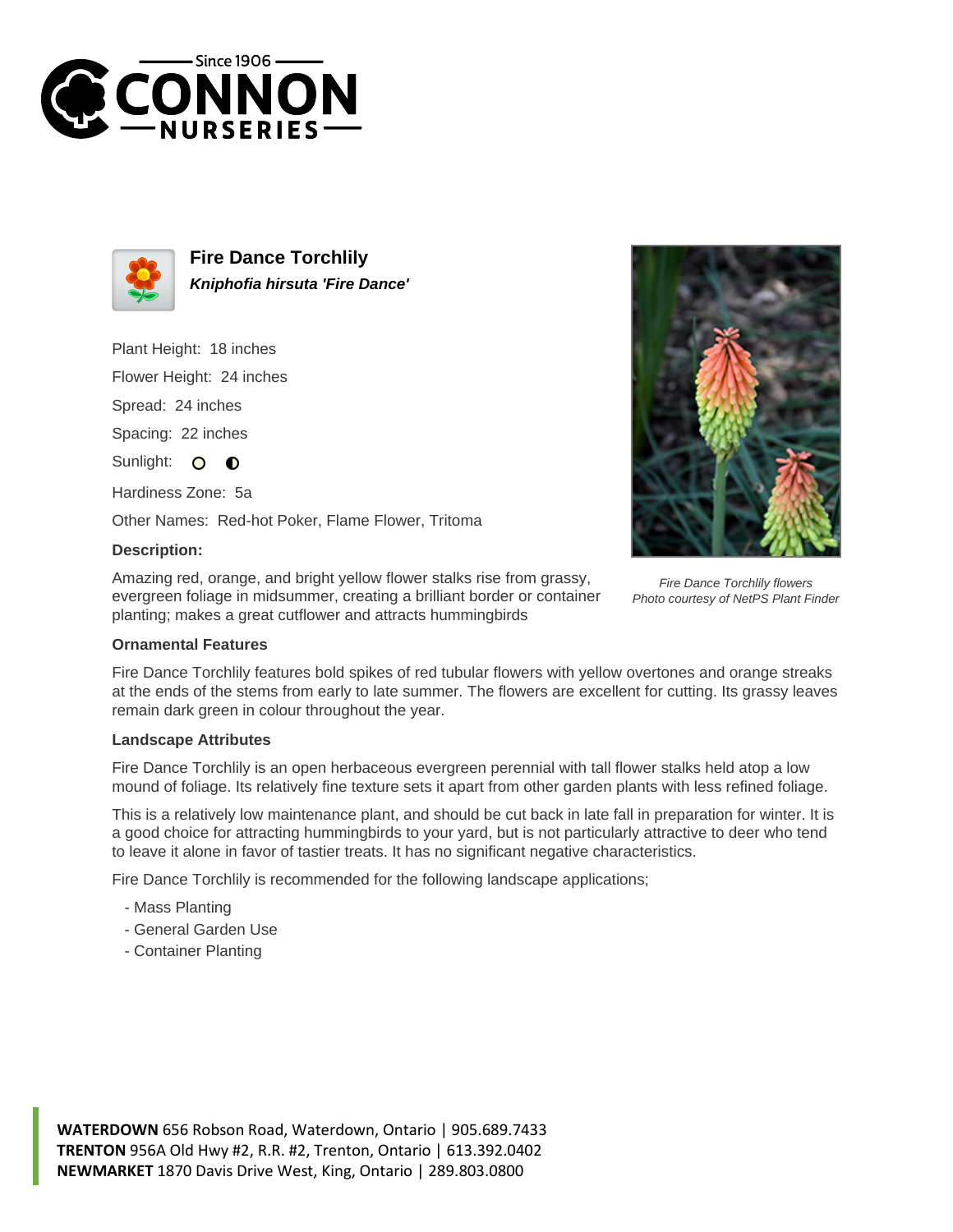# Fire Dance Torchlily

***Kniphofia hirsuta 'Fire Dance'***

Plant Height: 18 inches

Flower Height: 24 inches

Spread: 24 inches

Spacing: 22 inches

Sunlight:

Hardiness Zone: 5a

Other Names: Red-hot Poker, Flame Flower, Tritoma

### Description:

Amazing red, orange, and bright yellow flower stalks rise from grassy, evergreen foliage in midsummer, creating a brilliant border or container planting; makes a great cutflower and attracts hummingbirds

*Fire Dance Torchlily flowers*
*Photo courtesy of NetPS Plant Finder*

### Ornamental Features

Fire Dance Torchlily features bold spikes of red tubular flowers with yellow overtones and orange streaks at the ends of the stems from early to late summer. The flowers are excellent for cutting. Its grassy leaves remain dark green in colour throughout the year.

### Landscape Attributes

Fire Dance Torchlily is an open herbaceous evergreen perennial with tall flower stalks held atop a low mound of foliage. Its relatively fine texture sets it apart from other garden plants with less refined foliage.

This is a relatively low maintenance plant, and should be cut back in late fall in preparation for winter. It is a good choice for attracting hummingbirds to your yard, but is not particularly attractive to deer who tend to leave it alone in favor of tastier treats. It has no significant negative characteristics.

Fire Dance Torchlily is recommended for the following landscape applications;

- Mass Planting
- General Garden Use
- Container Planting

**WATERDOWN** 656 Robson Road, Waterdown, Ontario | 905.689.7433
**TRENTON** 956A Old Hwy #2, R.R. #2, Trenton, Ontario | 613.392.0402
**NEWMARKET** 1870 Davis Drive West, King, Ontario | 289.803.0800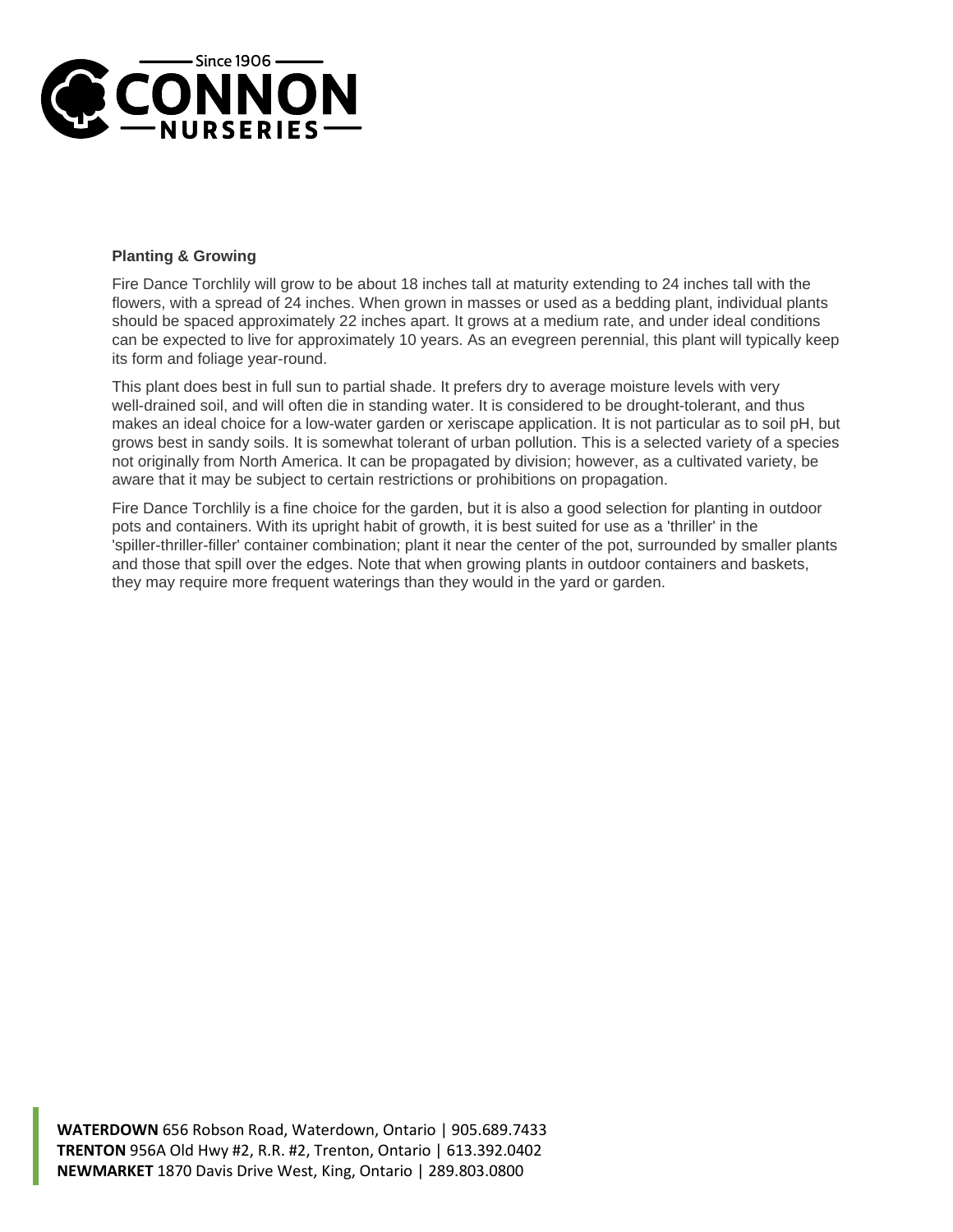### Planting & Growing

Fire Dance Torchlily will grow to be about 18 inches tall at maturity extending to 24 inches tall with the flowers, with a spread of 24 inches. When grown in masses or used as a bedding plant, individual plants should be spaced approximately 22 inches apart. It grows at a medium rate, and under ideal conditions can be expected to live for approximately 10 years. As an evegreen perennial, this plant will typically keep its form and foliage year-round.

This plant does best in full sun to partial shade. It prefers dry to average moisture levels with very well-drained soil, and will often die in standing water. It is considered to be drought-tolerant, and thus makes an ideal choice for a low-water garden or xeriscape application. It is not particular as to soil pH, but grows best in sandy soils. It is somewhat tolerant of urban pollution. This is a selected variety of a species not originally from North America. It can be propagated by division; however, as a cultivated variety, be aware that it may be subject to certain restrictions or prohibitions on propagation.

Fire Dance Torchlily is a fine choice for the garden, but it is also a good selection for planting in outdoor pots and containers. With its upright habit of growth, it is best suited for use as a 'thriller' in the 'spiller-thriller-filler' container combination; plant it near the center of the pot, surrounded by smaller plants and those that spill over the edges. Note that when growing plants in outdoor containers and baskets, they may require more frequent waterings than they would in the yard or garden.